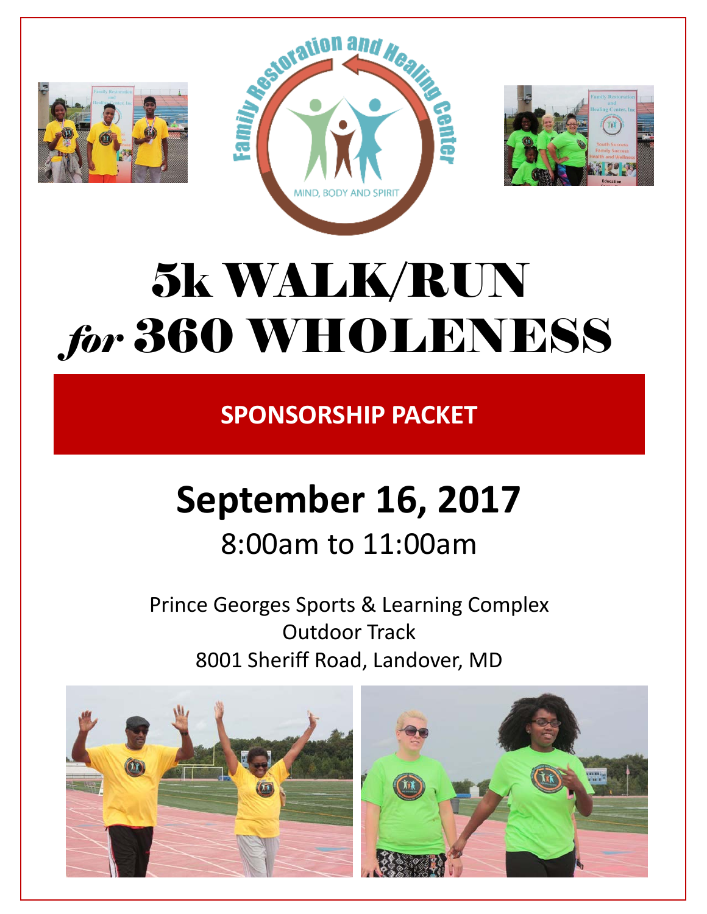# 5k WALK/RUN *for* 360 WHOLENESS

## SPONSORSHIP PACKET

## September 16, 2017

8:00am to 11:00am

Prince Georges Sports & Learning Complex
Outdoor Track
8001 Sheriff Road, Landover, MD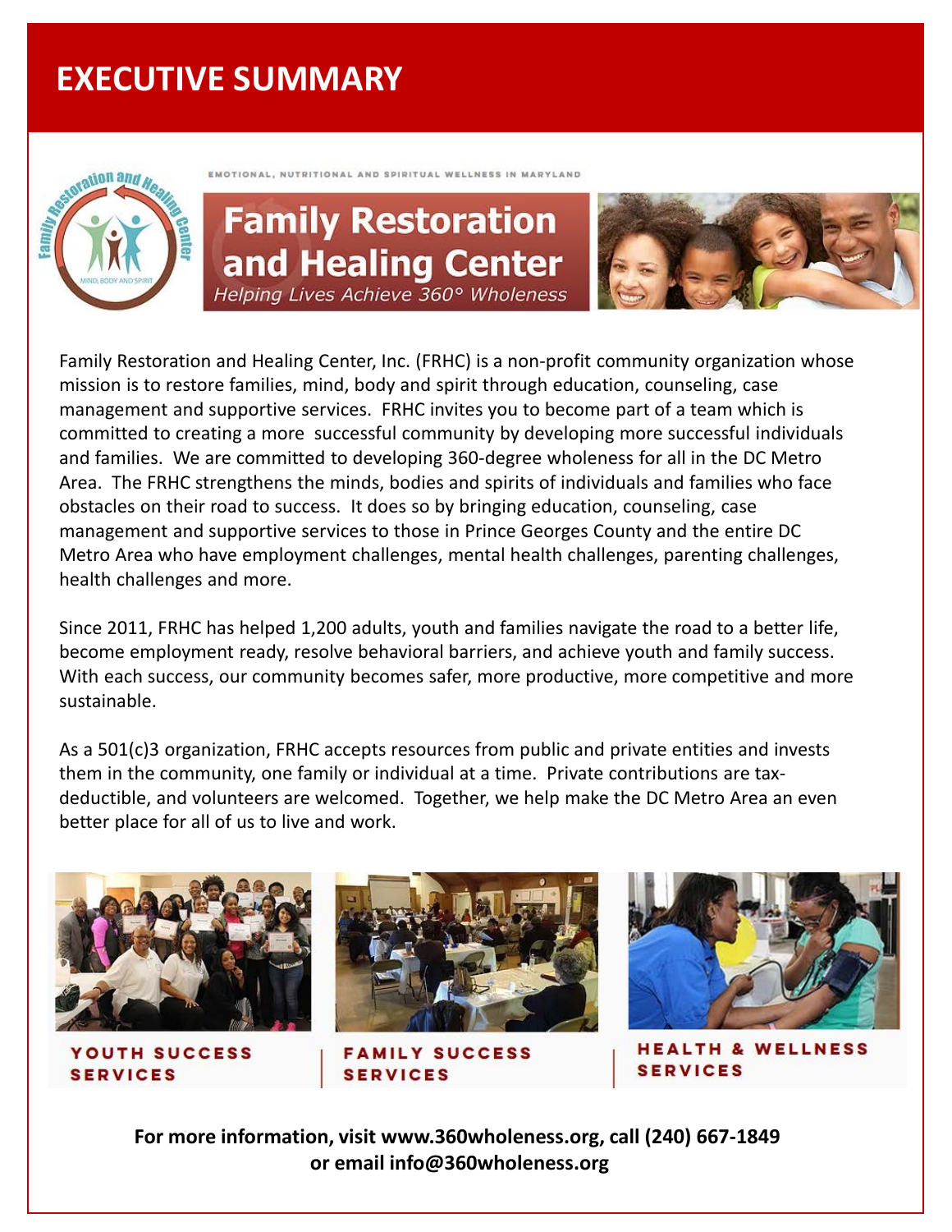# EXECUTIVE SUMMARY

EMOTIONAL, NUTRITIONAL AND SPIRITUAL WELLNESS IN MARYLAND

**Family Restoration and Healing Center**

*Helping Lives Achieve 360° Wholeness*

Family Restoration and Healing Center, Inc. (FRHC) is a non-profit community organization whose mission is to restore families, mind, body and spirit through education, counseling, case management and supportive services. FRHC invites you to become part of a team which is committed to creating a more successful community by developing more successful individuals and families. We are committed to developing 360-degree wholeness for all in the DC Metro Area. The FRHC strengthens the minds, bodies and spirits of individuals and families who face obstacles on their road to success. It does so by bringing education, counseling, case management and supportive services to those in Prince Georges County and the entire DC Metro Area who have employment challenges, mental health challenges, parenting challenges, health challenges and more.

Since 2011, FRHC has helped 1,200 adults, youth and families navigate the road to a better life, become employment ready, resolve behavioral barriers, and achieve youth and family success. With each success, our community becomes safer, more productive, more competitive and more sustainable.

As a 501(c)3 organization, FRHC accepts resources from public and private entities and invests them in the community, one family or individual at a time. Private contributions are tax-deductible, and volunteers are welcomed. Together, we help make the DC Metro Area an even better place for all of us to live and work.

YOUTH SUCCESS SERVICES

FAMILY SUCCESS SERVICES

HEALTH & WELLNESS SERVICES

**For more information, visit www.360wholeness.org, call (240) 667-1849 or email info@360wholeness.org**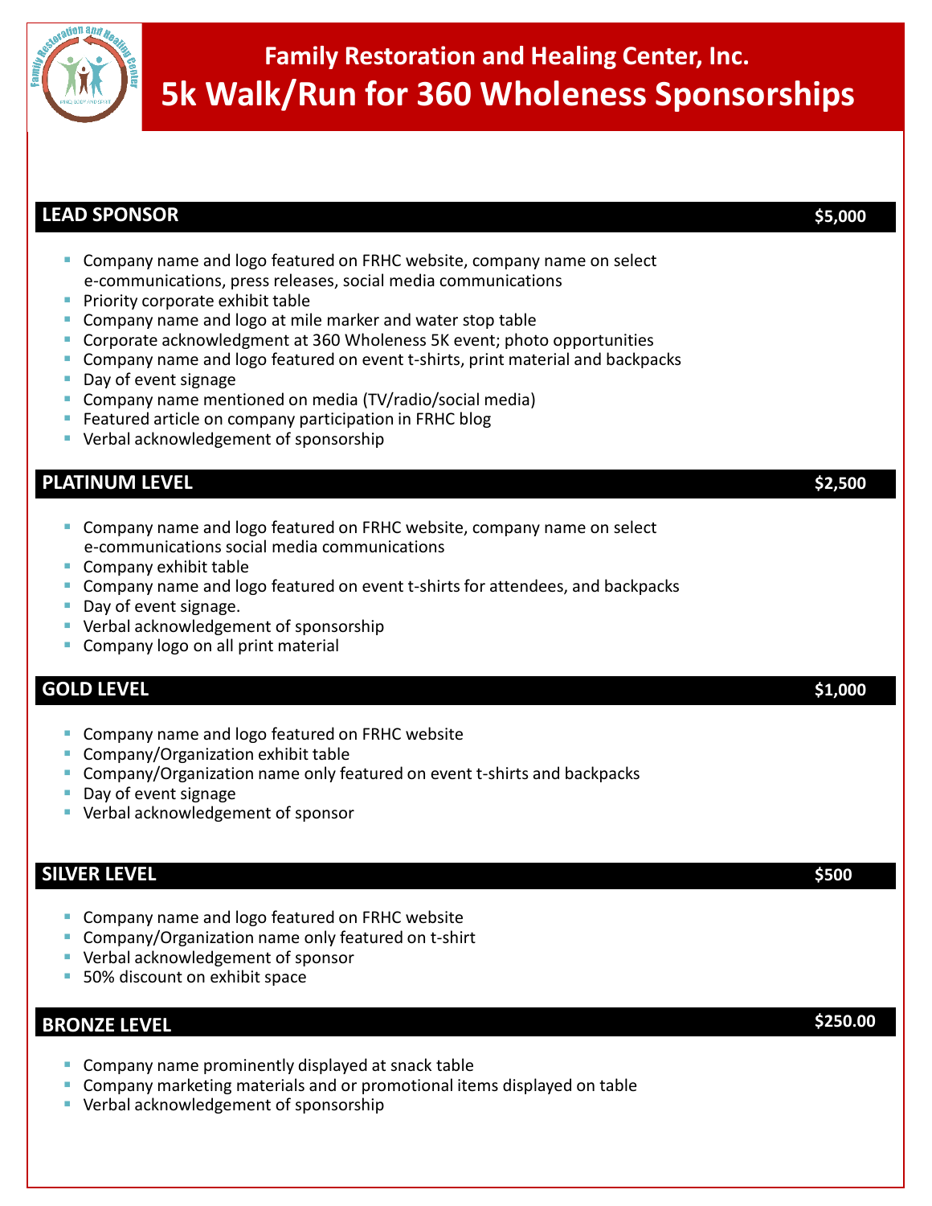# Family Restoration and Healing Center, Inc.

# 5k Walk/Run for 360 Wholeness Sponsorships

## LEAD SPONSOR — $5,000

- Company name and logo featured on FRHC website, company name on select e-communications, press releases, social media communications
- Priority corporate exhibit table
- Company name and logo at mile marker and water stop table
- Corporate acknowledgment at 360 Wholeness 5K event; photo opportunities
- Company name and logo featured on event t-shirts, print material and backpacks
- Day of event signage
- Company name mentioned on media (TV/radio/social media)
- Featured article on company participation in FRHC blog
- Verbal acknowledgement of sponsorship

## PLATINUM LEVEL — $2,500

- Company name and logo featured on FRHC website, company name on select e-communications social media communications
- Company exhibit table
- Company name and logo featured on event t-shirts for attendees, and backpacks
- Day of event signage.
- Verbal acknowledgement of sponsorship
- Company logo on all print material

## GOLD LEVEL — $1,000

- Company name and logo featured on FRHC website
- Company/Organization exhibit table
- Company/Organization name only featured on event t-shirts and backpacks
- Day of event signage
- Verbal acknowledgement of sponsor

## SILVER LEVEL — $500

- Company name and logo featured on FRHC website
- Company/Organization name only featured on t-shirt
- Verbal acknowledgement of sponsor
- 50% discount on exhibit space

## BRONZE LEVEL — $250.00

- Company name prominently displayed at snack table
- Company marketing materials and or promotional items displayed on table
- Verbal acknowledgement of sponsorship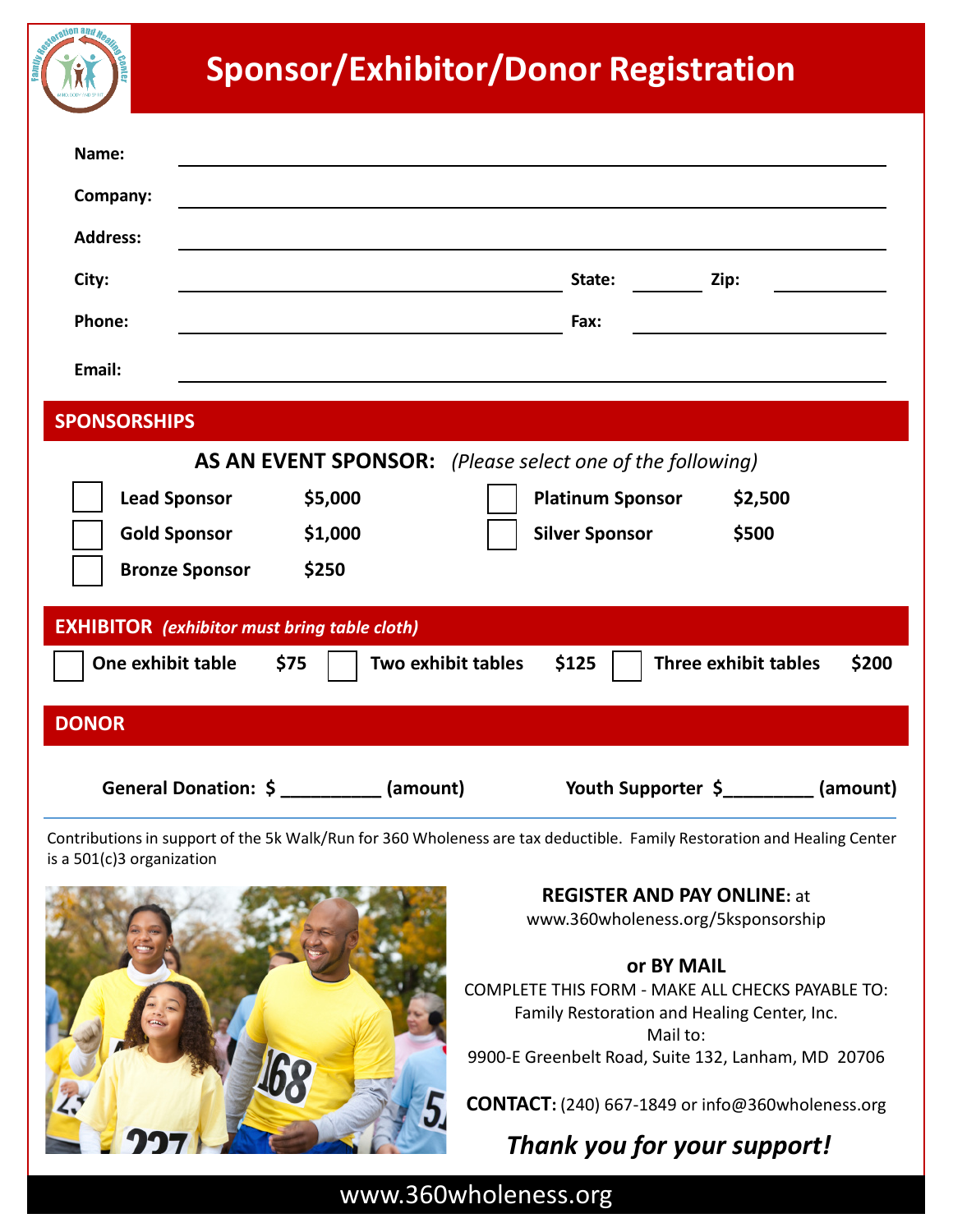# Sponsor/Exhibitor/Donor Registration

**Name:** ____________________

**Company:** ____________________

**Address:** ____________________

**City:** ____________________ **State:** ________ **Zip:** ________

**Phone:** ____________________ **Fax:** ____________________

**Email:** ____________________

## SPONSORSHIPS

**AS AN EVENT SPONSOR:** *(Please select one of the following)*

| | | | | | |
|---|---|---|---|---|---|
| ☐ | **Lead Sponsor** | **$5,000** | ☐ | **Platinum Sponsor** | **$2,500** |
| ☐ | **Gold Sponsor** | **$1,000** | ☐ | **Silver Sponsor** | **$500** |
| ☐ | **Bronze Sponsor** | **$250** | | | |

## EXHIBITOR *(exhibitor must bring table cloth)*

☐ **One exhibit table** **$75** ☐ **Two exhibit tables** **$125** ☐ **Three exhibit tables** **$200**

## DONOR

**General Donation: $ __________ (amount)** **Youth Supporter $_________ (amount)**

Contributions in support of the 5k Walk/Run for 360 Wholeness are tax deductible. Family Restoration and Healing Center is a 501(c)3 organization

**REGISTER AND PAY ONLINE:** at
www.360wholeness.org/5ksponsorship

**or BY MAIL**
COMPLETE THIS FORM - MAKE ALL CHECKS PAYABLE TO:
Family Restoration and Healing Center, Inc.
Mail to:
9900-E Greenbelt Road, Suite 132, Lanham, MD 20706

**CONTACT:** (240) 667-1849 or info@360wholeness.org

***Thank you for your support!***

www.360wholeness.org